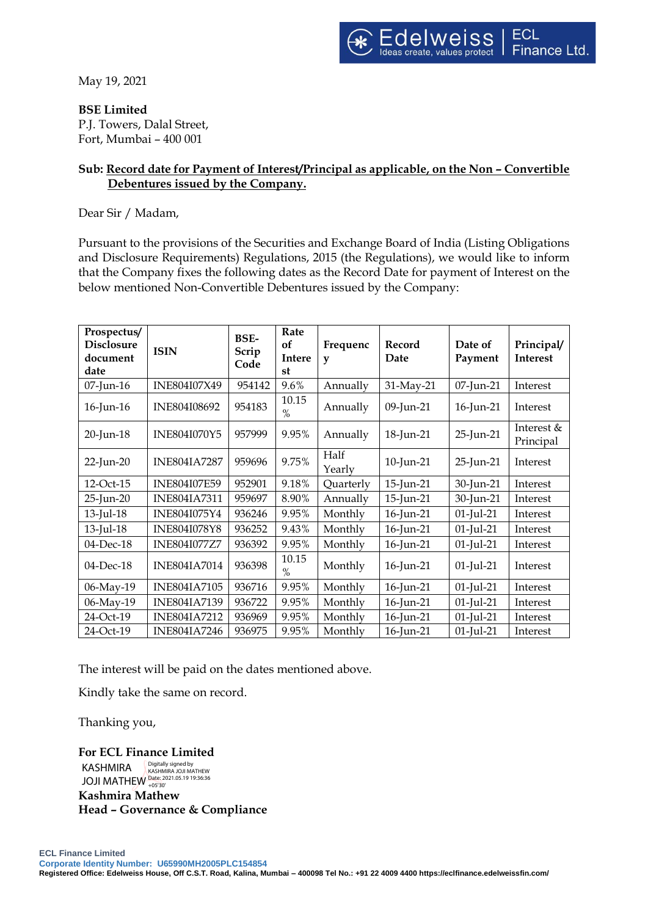May 19, 2021

**BSE Limited**
P.J. Towers, Dalal Street,
Fort, Mumbai – 400 001

**Sub: Record date for Payment of Interest/Principal as applicable, on the Non – Convertible Debentures issued by the Company.**

Dear Sir / Madam,

Pursuant to the provisions of the Securities and Exchange Board of India (Listing Obligations and Disclosure Requirements) Regulations, 2015 (the Regulations), we would like to inform that the Company fixes the following dates as the Record Date for payment of Interest on the below mentioned Non-Convertible Debentures issued by the Company:

| Prospectus/ Disclosure document date | ISIN | BSE-Scrip Code | Rate of Interest | Frequency | Record Date | Date of Payment | Principal/ Interest |
|---|---|---|---|---|---|---|---|
| 07-Jun-16 | INE804I07X49 | 954142 | 9.6% | Annually | 31-May-21 | 07-Jun-21 | Interest |
| 16-Jun-16 | INE804I08692 | 954183 | 10.15 % | Annually | 09-Jun-21 | 16-Jun-21 | Interest |
| 20-Jun-18 | INE804I070Y5 | 957999 | 9.95% | Annually | 18-Jun-21 | 25-Jun-21 | Interest & Principal |
| 22-Jun-20 | INE804IA7287 | 959696 | 9.75% | Half Yearly | 10-Jun-21 | 25-Jun-21 | Interest |
| 12-Oct-15 | INE804I07E59 | 952901 | 9.18% | Quarterly | 15-Jun-21 | 30-Jun-21 | Interest |
| 25-Jun-20 | INE804IA7311 | 959697 | 8.90% | Annually | 15-Jun-21 | 30-Jun-21 | Interest |
| 13-Jul-18 | INE804I075Y4 | 936246 | 9.95% | Monthly | 16-Jun-21 | 01-Jul-21 | Interest |
| 13-Jul-18 | INE804I078Y8 | 936252 | 9.43% | Monthly | 16-Jun-21 | 01-Jul-21 | Interest |
| 04-Dec-18 | INE804I077Z7 | 936392 | 9.95% | Monthly | 16-Jun-21 | 01-Jul-21 | Interest |
| 04-Dec-18 | INE804IA7014 | 936398 | 10.15 % | Monthly | 16-Jun-21 | 01-Jul-21 | Interest |
| 06-May-19 | INE804IA7105 | 936716 | 9.95% | Monthly | 16-Jun-21 | 01-Jul-21 | Interest |
| 06-May-19 | INE804IA7139 | 936722 | 9.95% | Monthly | 16-Jun-21 | 01-Jul-21 | Interest |
| 24-Oct-19 | INE804IA7212 | 936969 | 9.95% | Monthly | 16-Jun-21 | 01-Jul-21 | Interest |
| 24-Oct-19 | INE804IA7246 | 936975 | 9.95% | Monthly | 16-Jun-21 | 01-Jul-21 | Interest |

The interest will be paid on the dates mentioned above.

Kindly take the same on record.

Thanking you,

**For ECL Finance Limited**

KASHMIRA JOJI MATHEW
Digitally signed by KASHMIRA JOJI MATHEW
Date: 2021.05.19 19:36:36 +05'30'

**Kashmira Mathew**
**Head – Governance & Compliance**

**ECL Finance Limited**
**Corporate Identity Number: U65990MH2005PLC154854**
**Registered Office: Edelweiss House, Off C.S.T. Road, Kalina, Mumbai – 400098 Tel No.: +91 22 4009 4400 https://eclfinance.edelweissfin.com/**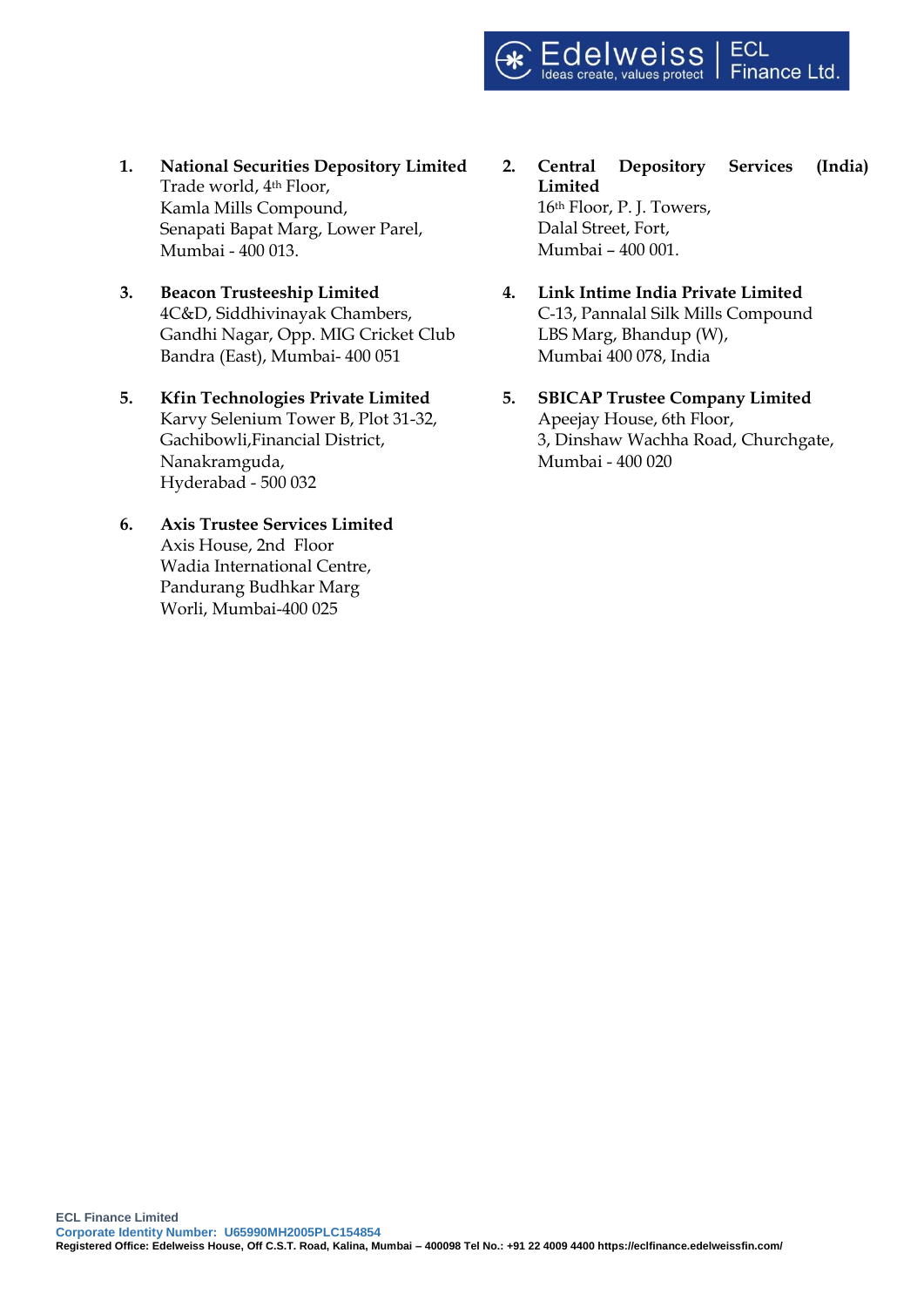1. **National Securities Depository Limited**
   Trade world, 4th Floor,
   Kamla Mills Compound,
   Senapati Bapat Marg, Lower Parel,
   Mumbai - 400 013.

2. **Central Depository Services (India) Limited**
   16th Floor, P. J. Towers,
   Dalal Street, Fort,
   Mumbai – 400 001.

3. **Beacon Trusteeship Limited**
   4C&D, Siddhivinayak Chambers,
   Gandhi Nagar, Opp. MIG Cricket Club
   Bandra (East), Mumbai- 400 051

4. **Link Intime India Private Limited**
   C-13, Pannalal Silk Mills Compound
   LBS Marg, Bhandup (W),
   Mumbai 400 078, India

5. **Kfin Technologies Private Limited**
   Karvy Selenium Tower B, Plot 31-32,
   Gachibowli,Financial District,
   Nanakramguda,
   Hyderabad - 500 032

5. **SBICAP Trustee Company Limited**
   Apeejay House, 6th Floor,
   3, Dinshaw Wachha Road, Churchgate,
   Mumbai - 400 020

6. **Axis Trustee Services Limited**
   Axis House, 2nd Floor
   Wadia International Centre,
   Pandurang Budhkar Marg
   Worli, Mumbai-400 025